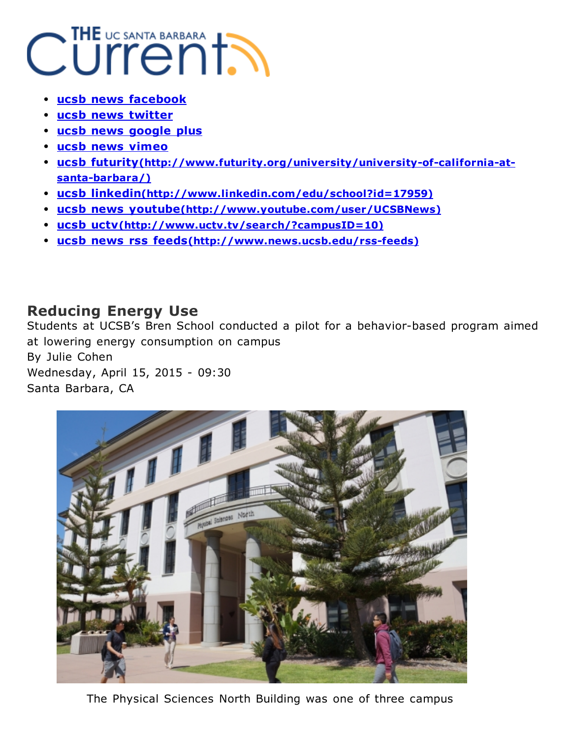- **ucsb news facebook**
- **ucsb news twitter**
- **ucsb news google plus**
- **ucsb news vimeo**
- **ucsb futurity(http://www.futurity.org/university/university-of-california-at-santa-barbara/)**
- **ucsb linkedin(http://www.linkedin.com/edu/school?id=17959)**
- **ucsb news youtube(http://www.youtube.com/user/UCSBNews)**
- **ucsb uctv(http://www.uctv.tv/search/?campusID=10)**
- **ucsb news rss feeds(http://www.news.ucsb.edu/rss-feeds)**

## Reducing Energy Use

Students at UCSB's Bren School conducted a pilot for a behavior-based program aimed at lowering energy consumption on campus

By Julie Cohen

Wednesday, April 15, 2015 - 09:30

Santa Barbara, CA

The Physical Sciences North Building was one of three campus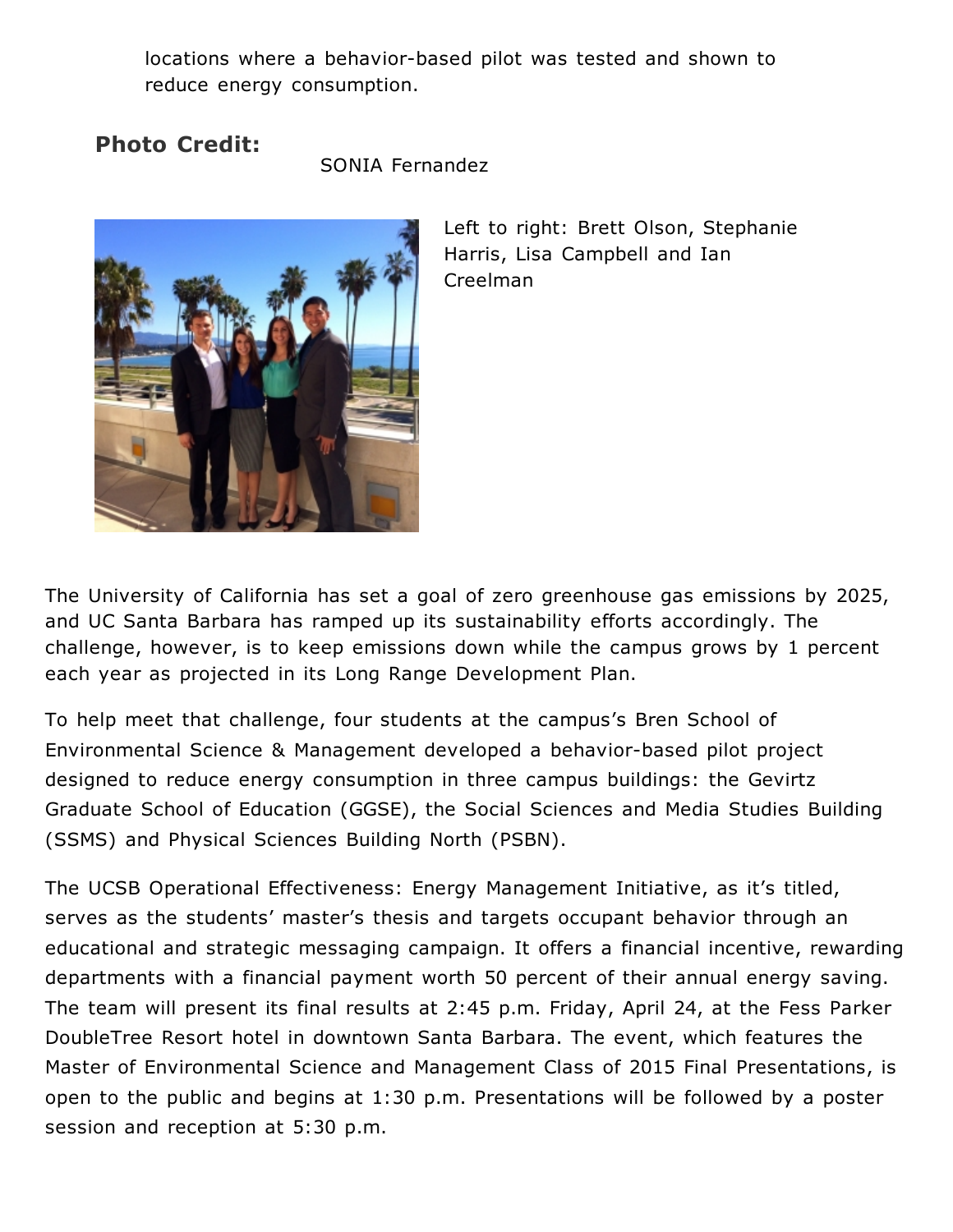locations where a behavior-based pilot was tested and shown to reduce energy consumption.

**Photo Credit:** SONIA Fernandez

Left to right: Brett Olson, Stephanie Harris, Lisa Campbell and Ian Creelman

The University of California has set a goal of zero greenhouse gas emissions by 2025, and UC Santa Barbara has ramped up its sustainability efforts accordingly. The challenge, however, is to keep emissions down while the campus grows by 1 percent each year as projected in its Long Range Development Plan.

To help meet that challenge, four students at the campus's Bren School of Environmental Science & Management developed a behavior-based pilot project designed to reduce energy consumption in three campus buildings: the Gevirtz Graduate School of Education (GGSE), the Social Sciences and Media Studies Building (SSMS) and Physical Sciences Building North (PSBN).

The UCSB Operational Effectiveness: Energy Management Initiative, as it's titled, serves as the students' master's thesis and targets occupant behavior through an educational and strategic messaging campaign. It offers a financial incentive, rewarding departments with a financial payment worth 50 percent of their annual energy saving. The team will present its final results at 2:45 p.m. Friday, April 24, at the Fess Parker DoubleTree Resort hotel in downtown Santa Barbara. The event, which features the Master of Environmental Science and Management Class of 2015 Final Presentations, is open to the public and begins at 1:30 p.m. Presentations will be followed by a poster session and reception at 5:30 p.m.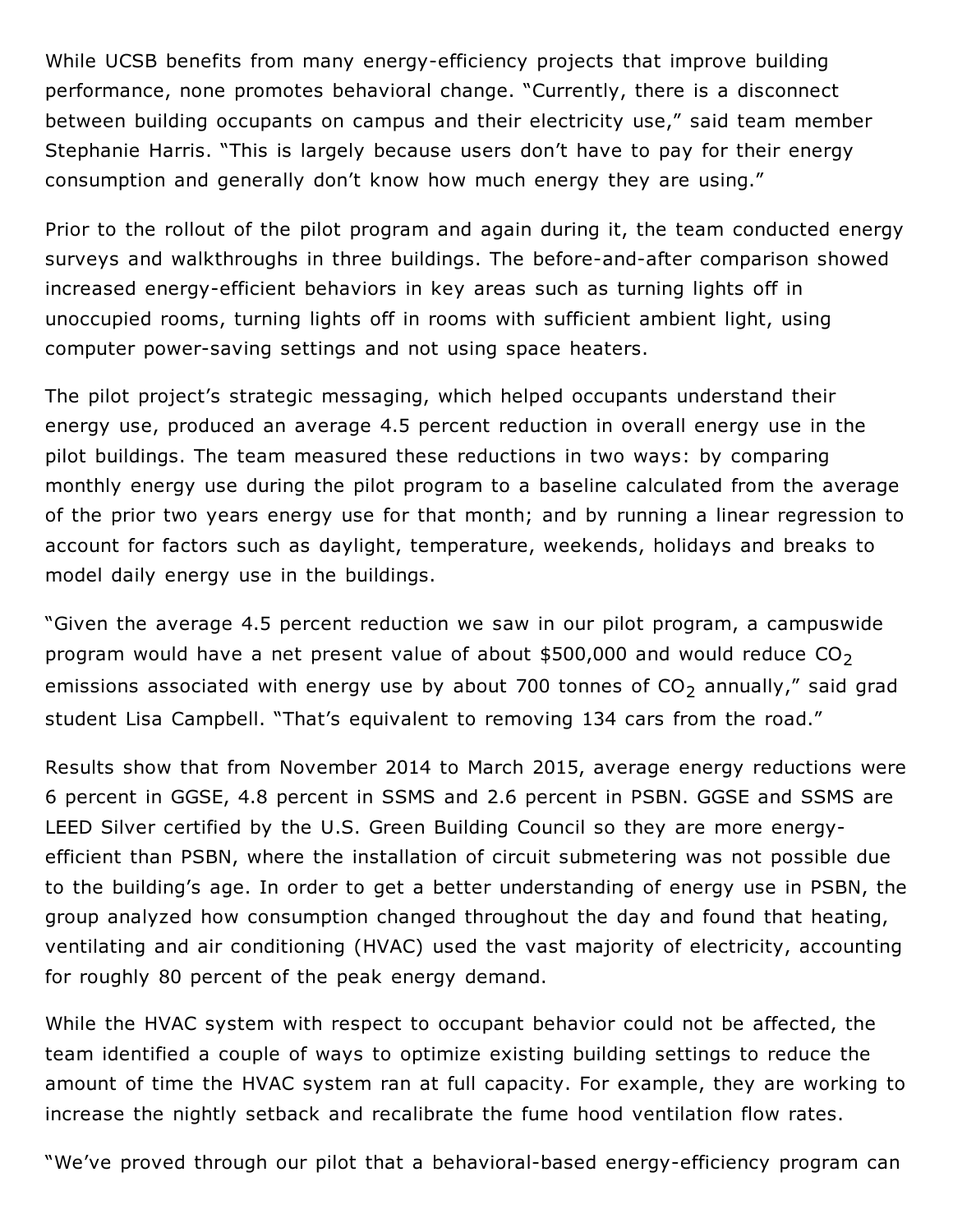While UCSB benefits from many energy-efficiency projects that improve building performance, none promotes behavioral change. "Currently, there is a disconnect between building occupants on campus and their electricity use," said team member Stephanie Harris. "This is largely because users don't have to pay for their energy consumption and generally don't know how much energy they are using."

Prior to the rollout of the pilot program and again during it, the team conducted energy surveys and walkthroughs in three buildings. The before-and-after comparison showed increased energy-efficient behaviors in key areas such as turning lights off in unoccupied rooms, turning lights off in rooms with sufficient ambient light, using computer power-saving settings and not using space heaters.

The pilot project's strategic messaging, which helped occupants understand their energy use, produced an average 4.5 percent reduction in overall energy use in the pilot buildings. The team measured these reductions in two ways: by comparing monthly energy use during the pilot program to a baseline calculated from the average of the prior two years energy use for that month; and by running a linear regression to account for factors such as daylight, temperature, weekends, holidays and breaks to model daily energy use in the buildings.

"Given the average 4.5 percent reduction we saw in our pilot program, a campuswide program would have a net present value of about \$500,000 and would reduce $CO_2$ emissions associated with energy use by about 700 tonnes of $CO_2$ annually," said grad student Lisa Campbell. "That's equivalent to removing 134 cars from the road."

Results show that from November 2014 to March 2015, average energy reductions were 6 percent in GGSE, 4.8 percent in SSMS and 2.6 percent in PSBN. GGSE and SSMS are LEED Silver certified by the U.S. Green Building Council so they are more energy-efficient than PSBN, where the installation of circuit submetering was not possible due to the building's age. In order to get a better understanding of energy use in PSBN, the group analyzed how consumption changed throughout the day and found that heating, ventilating and air conditioning (HVAC) used the vast majority of electricity, accounting for roughly 80 percent of the peak energy demand.

While the HVAC system with respect to occupant behavior could not be affected, the team identified a couple of ways to optimize existing building settings to reduce the amount of time the HVAC system ran at full capacity. For example, they are working to increase the nightly setback and recalibrate the fume hood ventilation flow rates.

"We've proved through our pilot that a behavioral-based energy-efficiency program can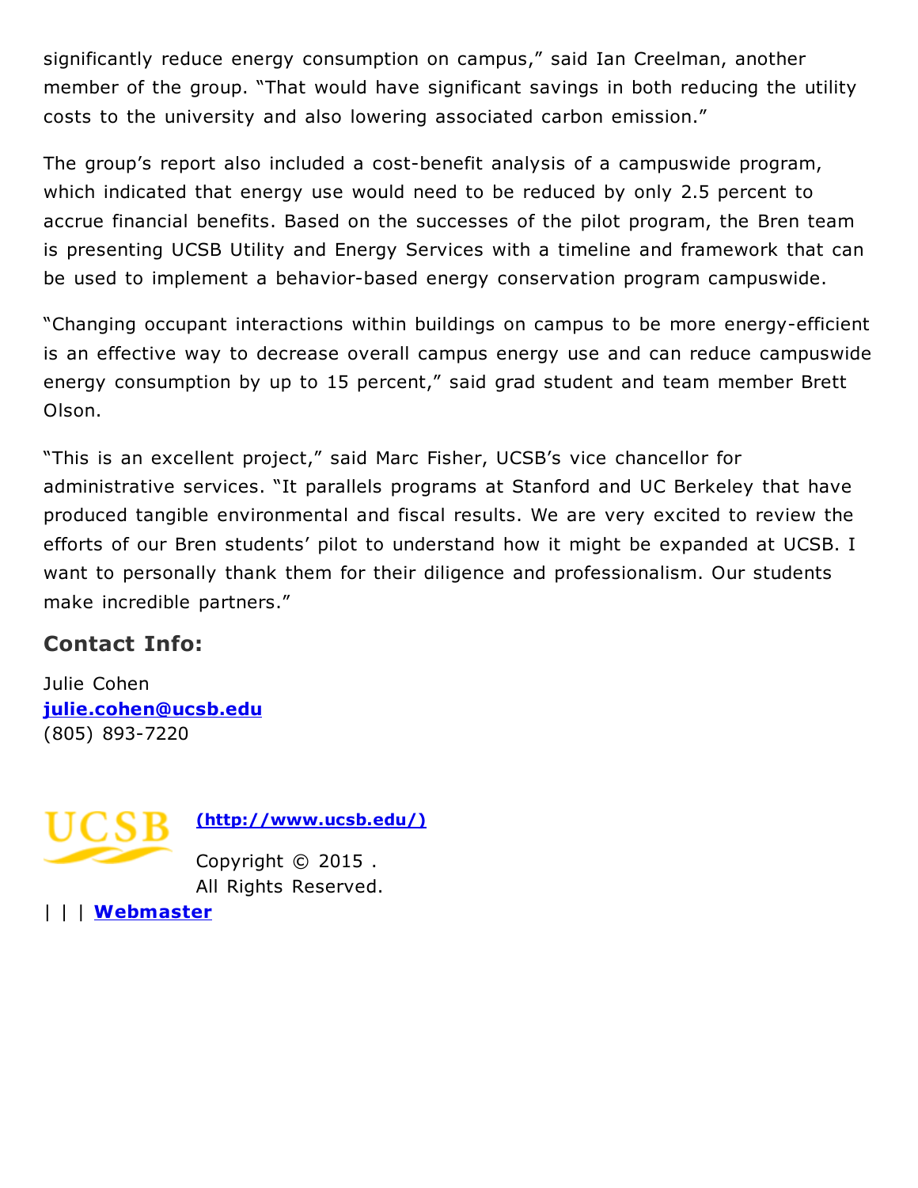significantly reduce energy consumption on campus," said Ian Creelman, another member of the group. "That would have significant savings in both reducing the utility costs to the university and also lowering associated carbon emission."

The group's report also included a cost-benefit analysis of a campuswide program, which indicated that energy use would need to be reduced by only 2.5 percent to accrue financial benefits. Based on the successes of the pilot program, the Bren team is presenting UCSB Utility and Energy Services with a timeline and framework that can be used to implement a behavior-based energy conservation program campuswide.

"Changing occupant interactions within buildings on campus to be more energy-efficient is an effective way to decrease overall campus energy use and can reduce campuswide energy consumption by up to 15 percent," said grad student and team member Brett Olson.

"This is an excellent project," said Marc Fisher, UCSB's vice chancellor for administrative services. "It parallels programs at Stanford and UC Berkeley that have produced tangible environmental and fiscal results. We are very excited to review the efforts of our Bren students' pilot to understand how it might be expanded at UCSB. I want to personally thank them for their diligence and professionalism. Our students make incredible partners."

## Contact Info:

Julie Cohen
**julie.cohen@ucsb.edu**
(805) 893-7220

UCSB **(http://www.ucsb.edu/)**

Copyright © 2015 .
All Rights Reserved.

| | | **Webmaster**